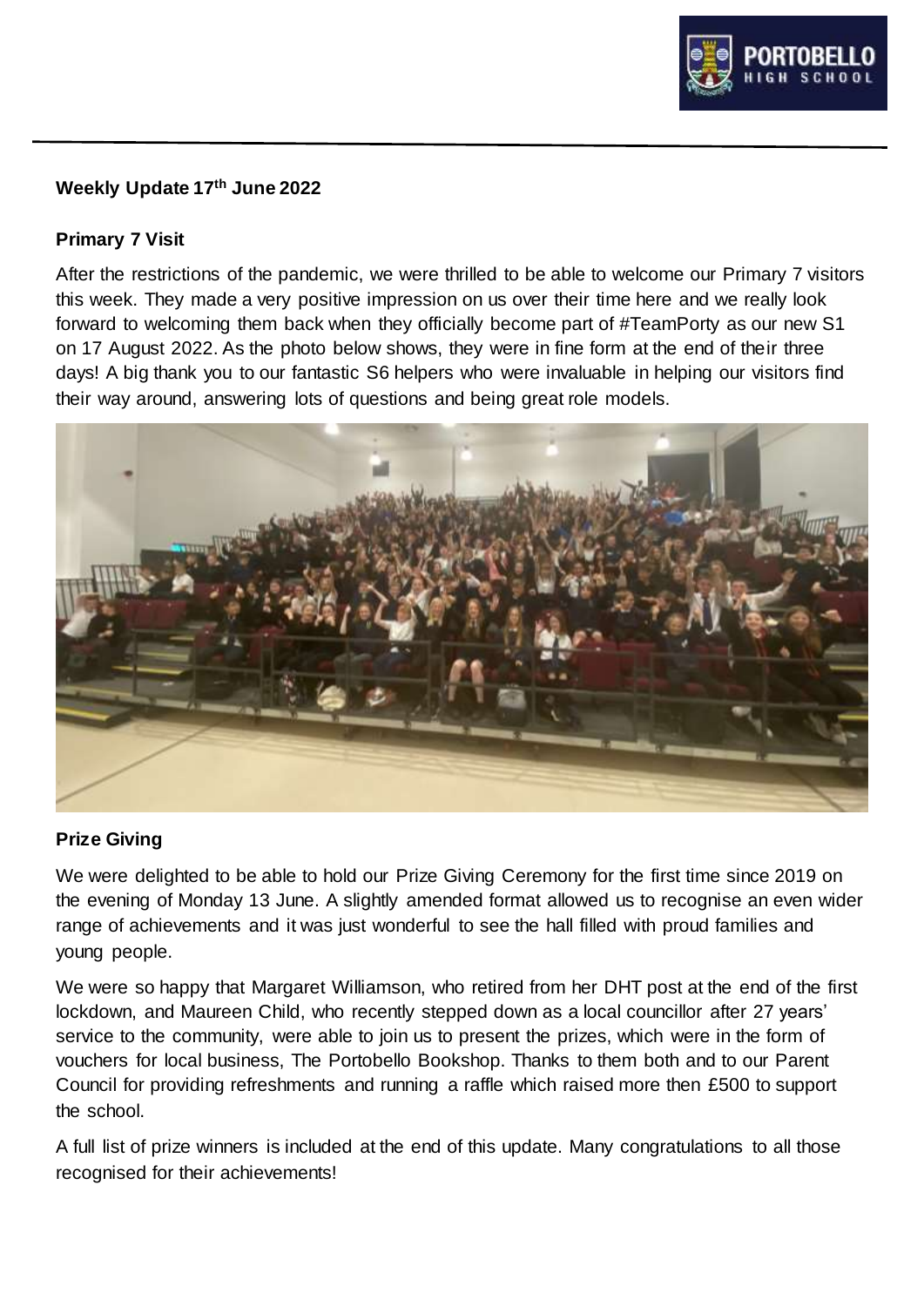**Weekly Update 17th June 2022**

**Primary 7 Visit**

After the restrictions of the pandemic, we were thrilled to be able to welcome our Primary 7 visitors this week. They made a very positive impression on us over their time here and we really look forward to welcoming them back when they officially become part of #TeamPorty as our new S1 on 17 August 2022. As the photo below shows, they were in fine form at the end of their three days! A big thank you to our fantastic S6 helpers who were invaluable in helping our visitors find their way around, answering lots of questions and being great role models.

**Prize Giving**

We were delighted to be able to hold our Prize Giving Ceremony for the first time since 2019 on the evening of Monday 13 June. A slightly amended format allowed us to recognise an even wider range of achievements and it was just wonderful to see the hall filled with proud families and young people.

We were so happy that Margaret Williamson, who retired from her DHT post at the end of the first lockdown, and Maureen Child, who recently stepped down as a local councillor after 27 years' service to the community, were able to join us to present the prizes, which were in the form of vouchers for local business, The Portobello Bookshop. Thanks to them both and to our Parent Council for providing refreshments and running a raffle which raised more then £500 to support the school.

A full list of prize winners is included at the end of this update. Many congratulations to all those recognised for their achievements!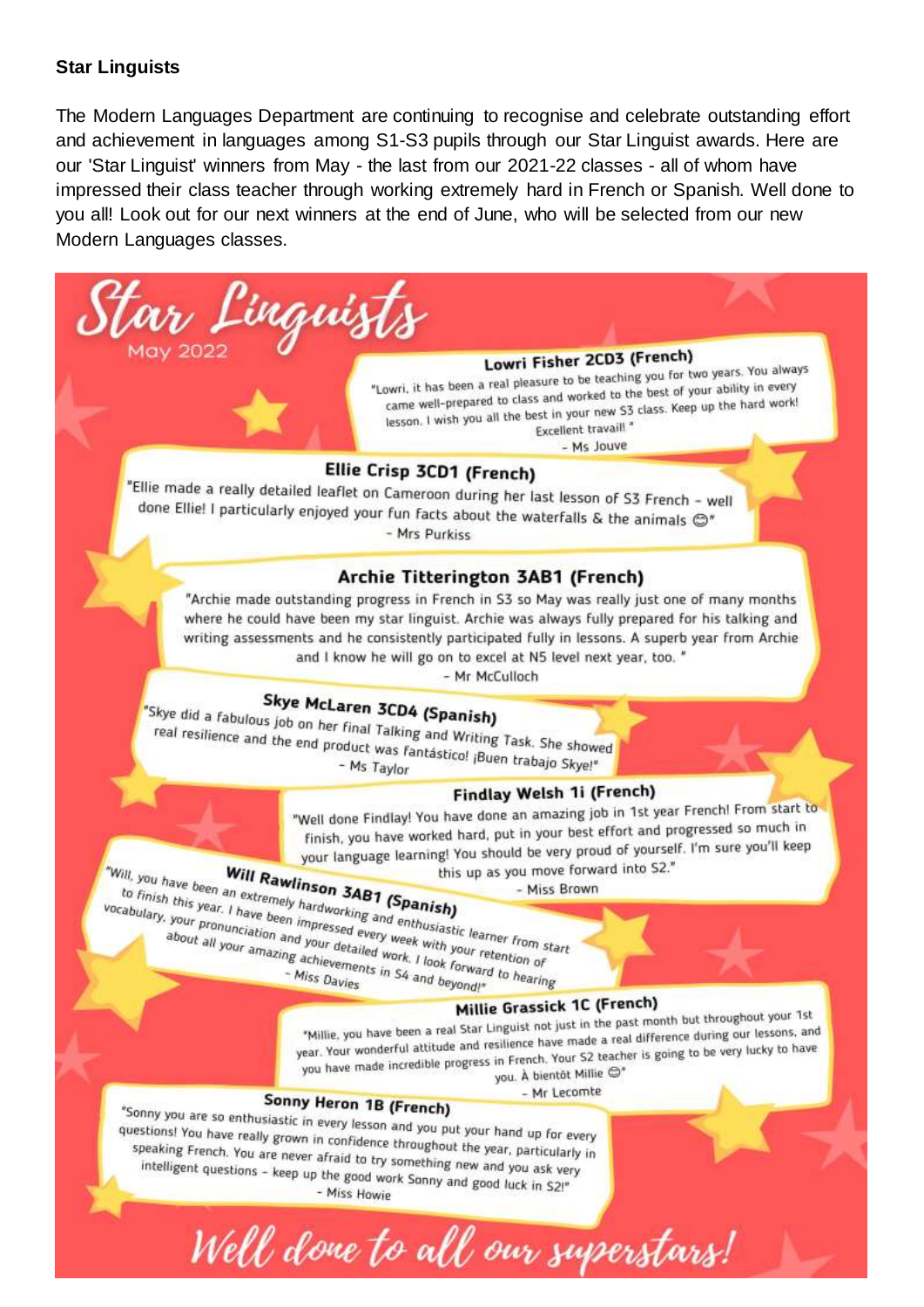**Star Linguists**

The Modern Languages Department are continuing to recognise and celebrate outstanding effort and achievement in languages among S1-S3 pupils through our Star Linguist awards. Here are our 'Star Linguist' winners from May - the last from our 2021-22 classes - all of whom have impressed their class teacher through working extremely hard in French or Spanish. Well done to you all! Look out for our next winners at the end of June, who will be selected from our new Modern Languages classes.

# Star Linguists

May 2022

### Lowri Fisher 2CD3 (French)

"Lowri, it has been a real pleasure to be teaching you for two years. You always came well-prepared to class and worked to the best of your ability in every lesson. I wish you all the best in your new S3 class. Keep up the hard work! Excellent travail! "

- Ms Jouve

### Ellie Crisp 3CD1 (French)

"Ellie made a really detailed leaflet on Cameroon during her last lesson of S3 French - well done Ellie! I particularly enjoyed your fun facts about the waterfalls & the animals 😊"

- Mrs Purkiss

### Archie Titterington 3AB1 (French)

"Archie made outstanding progress in French in S3 so May was really just one of many months where he could have been my star linguist. Archie was always fully prepared for his talking and writing assessments and he consistently participated fully in lessons. A superb year from Archie and I know he will go on to excel at N5 level next year, too. "

- Mr McCulloch

### Skye McLaren 3CD4 (Spanish)

"Skye did a fabulous job on her final Talking and Writing Task. She showed real resilience and the end product was fantástico! ¡Buen trabajo Skye!"

- Ms Taylor

### Findlay Welsh 1i (French)

"Well done Findlay! You have done an amazing job in 1st year French! From start to finish, you have worked hard, put in your best effort and progressed so much in your language learning! You should be very proud of yourself. I'm sure you'll keep this up as you move forward into S2."

- Miss Brown

### Will Rawlinson 3AB1 (Spanish)

"Will, you have been an extremely hardworking and enthusiastic learner from start to finish this year. I have been impressed every week with your retention of vocabulary, your pronunciation and your detailed work. I look forward to hearing about all your amazing achievements in S4 and beyond!"

- Miss Davies

### Millie Grassick 1C (French)

"Millie, you have been a real Star Linguist not just in the past month but throughout your 1st year. Your wonderful attitude and resilience have made a real difference during our lessons, and you have made incredible progress in French. Your S2 teacher is going to be very lucky to have you. À bientôt Millie 😊"

- Mr Lecomte

### Sonny Heron 1B (French)

"Sonny you are so enthusiastic in every lesson and you put your hand up for every questions! You have really grown in confidence throughout the year, particularly in speaking French. You are never afraid to try something new and you ask very intelligent questions - keep up the good work Sonny and good luck in S2!"

- Miss Howie

*Well done to all our superstars!*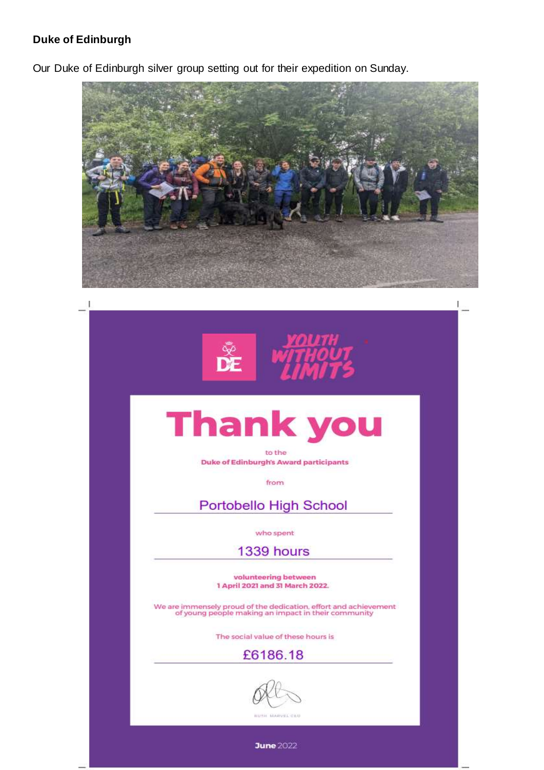**Duke of Edinburgh**

Our Duke of Edinburgh silver group setting out for their expedition on Sunday.

# Thank you

to the

**Duke of Edinburgh's Award participants**

from

Portobello High School

who spent

1339 hours

**volunteering between**
**1 April 2021 and 31 March 2022.**

We are immensely proud of the dedication, effort and achievement of young people making an impact in their community

The social value of these hours is

£6186.18

RUTH MARVEL CEO

**June** 2022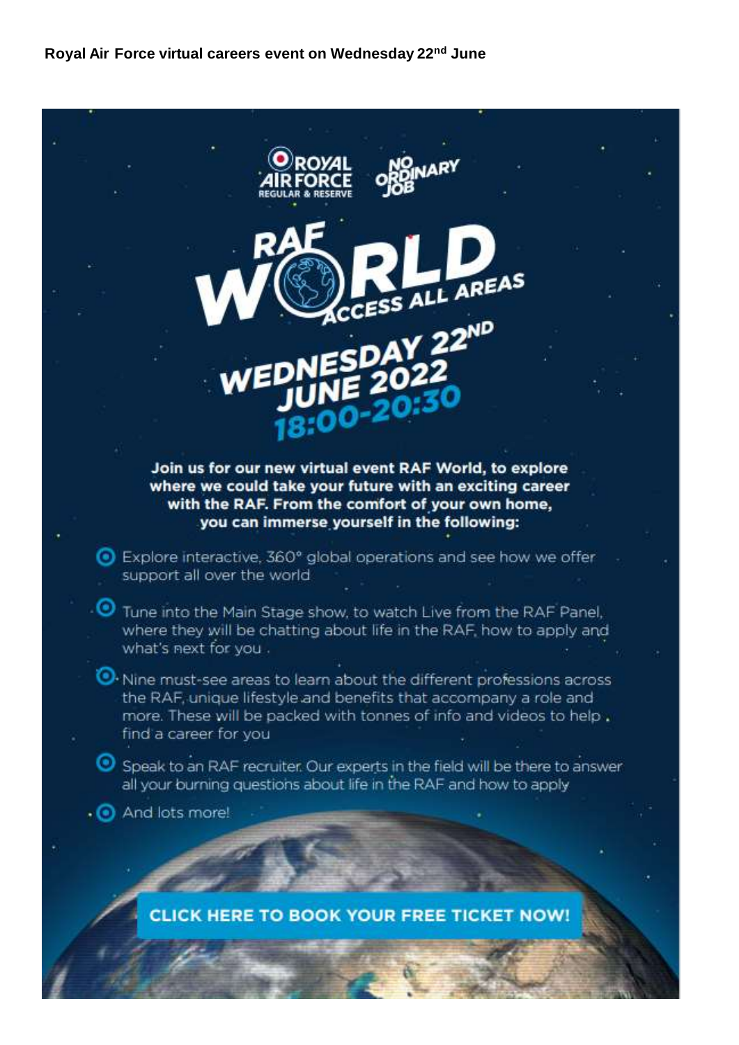**Royal Air Force virtual careers event on Wednesday 22nd June**

ROYAL AIR FORCE REGULAR & RESERVE

NO ORDINARY JOB

# RAF WORLD ACCESS ALL AREAS

## WEDNESDAY 22ND JUNE 2022 18:00-20:30

**Join us for our new virtual event RAF World, to explore where we could take your future with an exciting career with the RAF. From the comfort of your own home, you can immerse yourself in the following:**

- Explore interactive, 360° global operations and see how we offer support all over the world
- Tune into the Main Stage show, to watch Live from the RAF Panel, where they will be chatting about life in the RAF, how to apply and what's next for you
- Nine must-see areas to learn about the different professions across the RAF, unique lifestyle and benefits that accompany a role and more. These will be packed with tonnes of info and videos to help find a career for you
- Speak to an RAF recruiter. Our experts in the field will be there to answer all your burning questions about life in the RAF and how to apply
- And lots more!

**CLICK HERE TO BOOK YOUR FREE TICKET NOW!**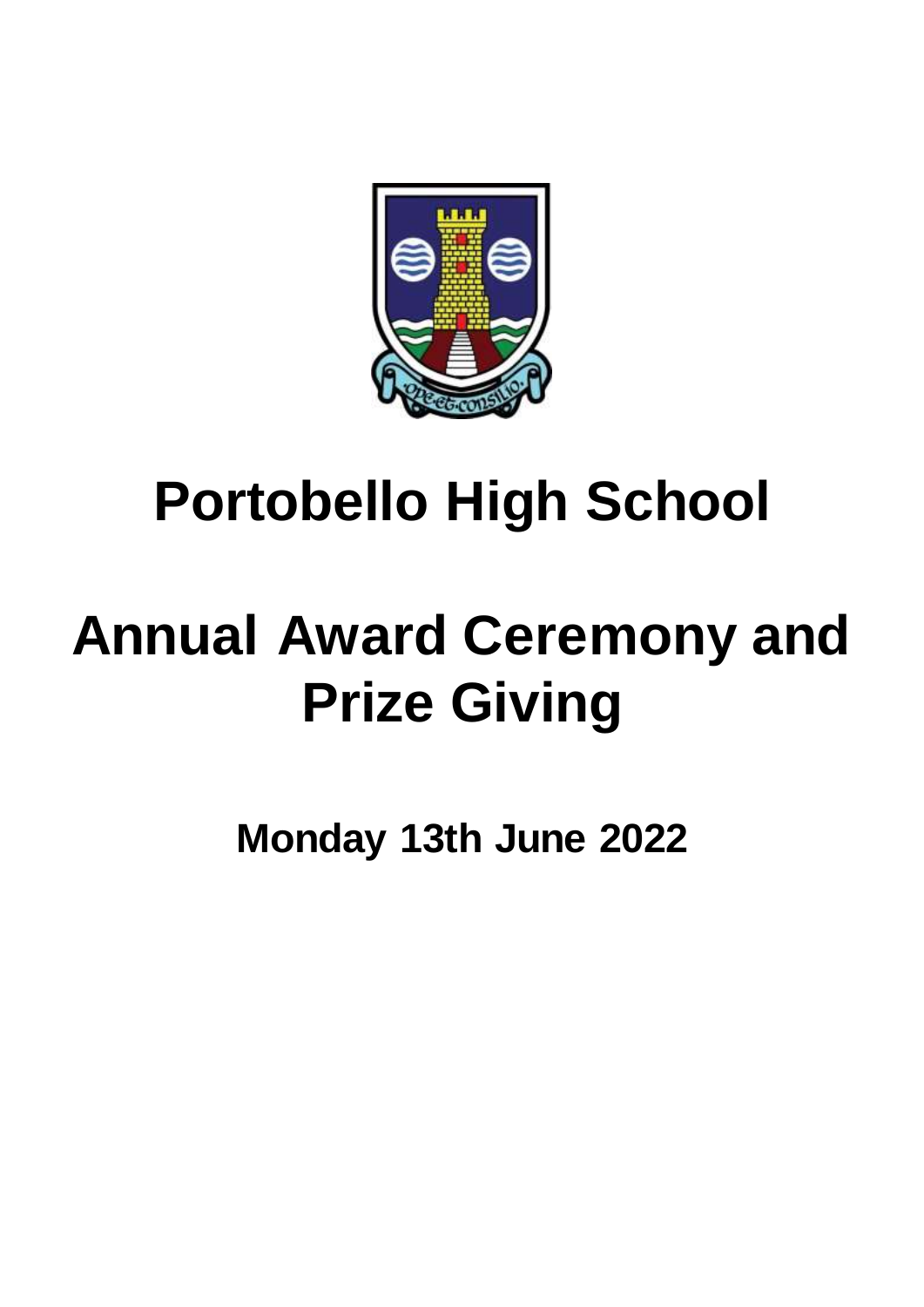# Portobello High School

# Annual Award Ceremony and Prize Giving

**Monday 13th June 2022**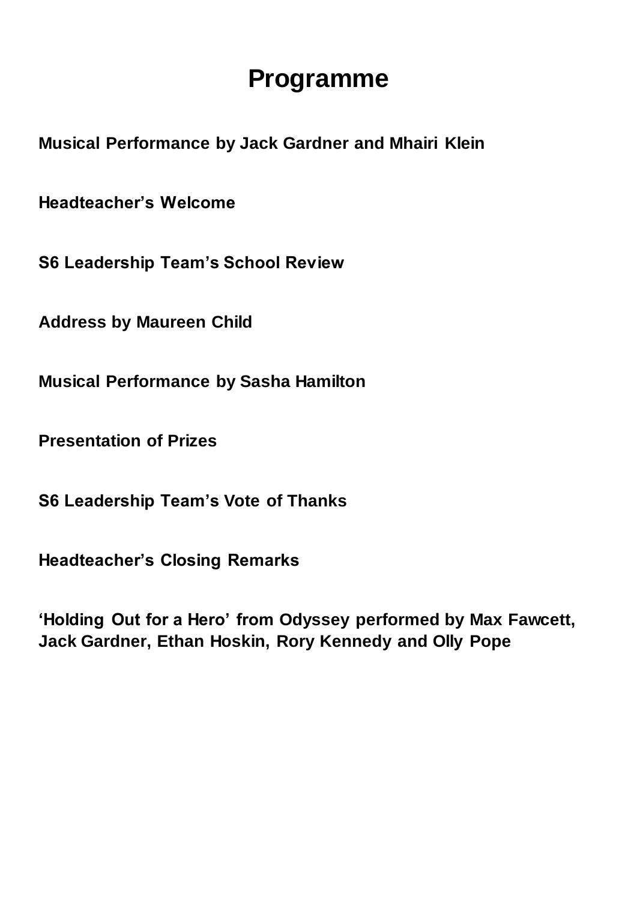# Programme

**Musical Performance by Jack Gardner and Mhairi Klein**

**Headteacher's Welcome**

**S6 Leadership Team's School Review**

**Address by Maureen Child**

**Musical Performance by Sasha Hamilton**

**Presentation of Prizes**

**S6 Leadership Team's Vote of Thanks**

**Headteacher's Closing Remarks**

**'Holding Out for a Hero' from Odyssey performed by Max Fawcett, Jack Gardner, Ethan Hoskin, Rory Kennedy and Olly Pope**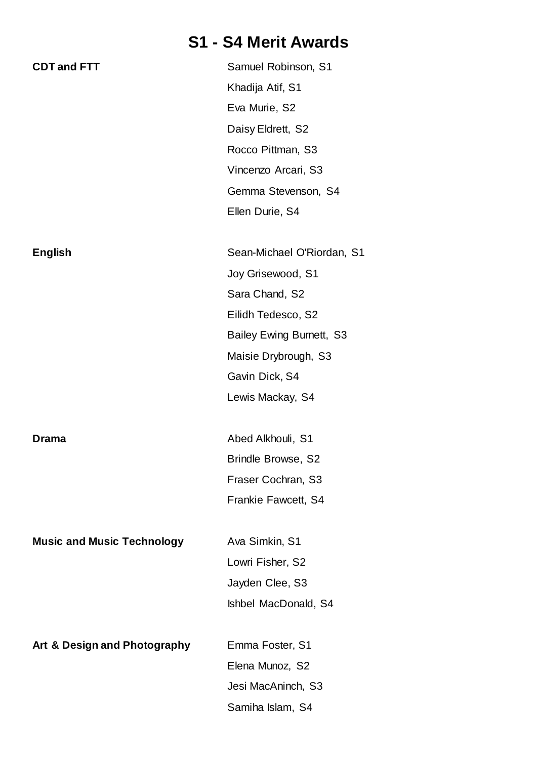# S1 - S4 Merit Awards

| | |
|---|---|
| **CDT and FTT** | Samuel Robinson, S1 |
| | Khadija Atif, S1 |
| | Eva Murie, S2 |
| | Daisy Eldrett, S2 |
| | Rocco Pittman, S3 |
| | Vincenzo Arcari, S3 |
| | Gemma Stevenson, S4 |
| | Ellen Durie, S4 |
| **English** | Sean-Michael O'Riordan, S1 |
| | Joy Grisewood, S1 |
| | Sara Chand, S2 |
| | Eilidh Tedesco, S2 |
| | Bailey Ewing Burnett, S3 |
| | Maisie Drybrough, S3 |
| | Gavin Dick, S4 |
| | Lewis Mackay, S4 |
| **Drama** | Abed Alkhouli, S1 |
| | Brindle Browse, S2 |
| | Fraser Cochran, S3 |
| | Frankie Fawcett, S4 |
| **Music and Music Technology** | Ava Simkin, S1 |
| | Lowri Fisher, S2 |
| | Jayden Clee, S3 |
| | Ishbel MacDonald, S4 |
| **Art & Design and Photography** | Emma Foster, S1 |
| | Elena Munoz, S2 |
| | Jesi MacAninch, S3 |
| | Samiha Islam, S4 |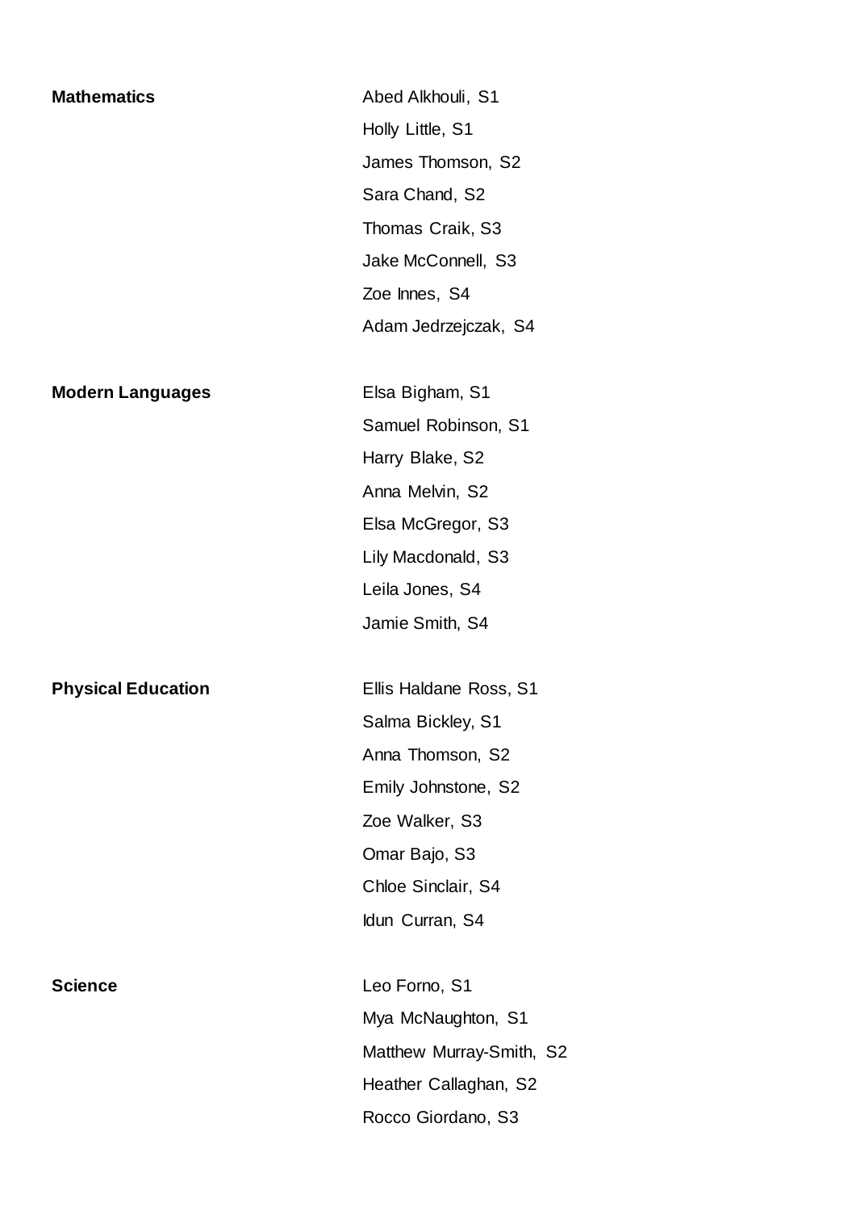| | |
|---|---|
| **Mathematics** | Abed Alkhouli, S1 |
| | Holly Little, S1 |
| | James Thomson, S2 |
| | Sara Chand, S2 |
| | Thomas Craik, S3 |
| | Jake McConnell, S3 |
| | Zoe Innes, S4 |
| | Adam Jedrzejczak, S4 |
| **Modern Languages** | Elsa Bigham, S1 |
| | Samuel Robinson, S1 |
| | Harry Blake, S2 |
| | Anna Melvin, S2 |
| | Elsa McGregor, S3 |
| | Lily Macdonald, S3 |
| | Leila Jones, S4 |
| | Jamie Smith, S4 |
| **Physical Education** | Ellis Haldane Ross, S1 |
| | Salma Bickley, S1 |
| | Anna Thomson, S2 |
| | Emily Johnstone, S2 |
| | Zoe Walker, S3 |
| | Omar Bajo, S3 |
| | Chloe Sinclair, S4 |
| | Idun Curran, S4 |
| **Science** | Leo Forno, S1 |
| | Mya McNaughton, S1 |
| | Matthew Murray-Smith, S2 |
| | Heather Callaghan, S2 |
| | Rocco Giordano, S3 |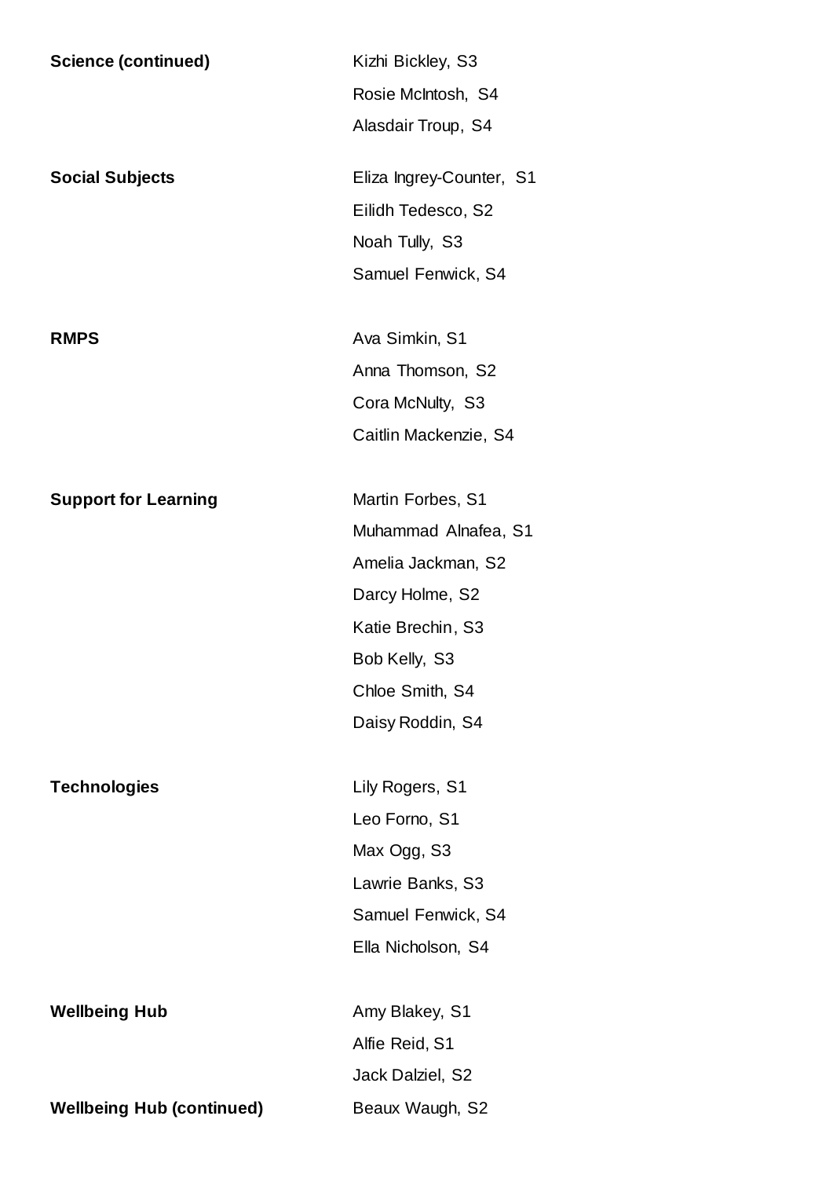| | |
|---|---|
| **Science (continued)** | Kizhi Bickley, S3 |
| | Rosie McIntosh, S4 |
| | Alasdair Troup, S4 |
| **Social Subjects** | Eliza Ingrey-Counter, S1 |
| | Eilidh Tedesco, S2 |
| | Noah Tully, S3 |
| | Samuel Fenwick, S4 |
| **RMPS** | Ava Simkin, S1 |
| | Anna Thomson, S2 |
| | Cora McNulty, S3 |
| | Caitlin Mackenzie, S4 |
| **Support for Learning** | Martin Forbes, S1 |
| | Muhammad Alnafea, S1 |
| | Amelia Jackman, S2 |
| | Darcy Holme, S2 |
| | Katie Brechin, S3 |
| | Bob Kelly, S3 |
| | Chloe Smith, S4 |
| | Daisy Roddin, S4 |
| **Technologies** | Lily Rogers, S1 |
| | Leo Forno, S1 |
| | Max Ogg, S3 |
| | Lawrie Banks, S3 |
| | Samuel Fenwick, S4 |
| | Ella Nicholson, S4 |
| **Wellbeing Hub** | Amy Blakey, S1 |
| | Alfie Reid, S1 |
| | Jack Dalziel, S2 |
| **Wellbeing Hub (continued)** | Beaux Waugh, S2 |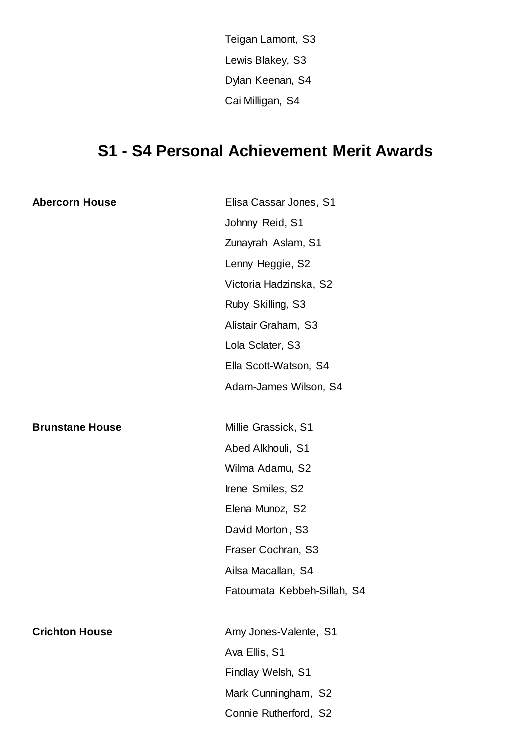Teigan Lamont, S3
Lewis Blakey, S3
Dylan Keenan, S4
Cai Milligan, S4

## S1 - S4 Personal Achievement Merit Awards

**Abercorn House**

Elisa Cassar Jones, S1
Johnny Reid, S1
Zunayrah Aslam, S1
Lenny Heggie, S2
Victoria Hadzinska, S2
Ruby Skilling, S3
Alistair Graham, S3
Lola Sclater, S3
Ella Scott-Watson, S4
Adam-James Wilson, S4

**Brunstane House**

Millie Grassick, S1
Abed Alkhouli, S1
Wilma Adamu, S2
Irene Smiles, S2
Elena Munoz, S2
David Morton, S3
Fraser Cochran, S3
Ailsa Macallan, S4
Fatoumata Kebbeh-Sillah, S4

**Crichton House**

Amy Jones-Valente, S1
Ava Ellis, S1
Findlay Welsh, S1
Mark Cunningham, S2
Connie Rutherford, S2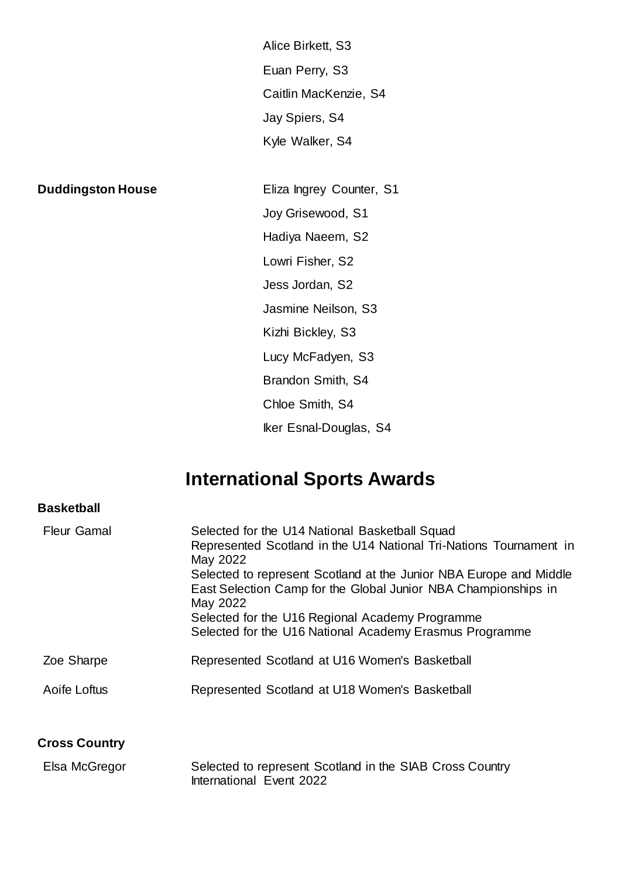| | |
|---|---|
| | Alice Birkett, S3 |
| | Euan Perry, S3 |
| | Caitlin MacKenzie, S4 |
| | Jay Spiers, S4 |
| | Kyle Walker, S4 |
| **Duddingston House** | Eliza Ingrey Counter, S1 |
| | Joy Grisewood, S1 |
| | Hadiya Naeem, S2 |
| | Lowri Fisher, S2 |
| | Jess Jordan, S2 |
| | Jasmine Neilson, S3 |
| | Kizhi Bickley, S3 |
| | Lucy McFadyen, S3 |
| | Brandon Smith, S4 |
| | Chloe Smith, S4 |
| | Iker Esnal-Douglas, S4 |

# International Sports Awards

**Basketball**

| | |
|---|---|
| Fleur Gamal | Selected for the U14 National Basketball Squad<br>Represented Scotland in the U14 National Tri-Nations Tournament in May 2022<br>Selected to represent Scotland at the Junior NBA Europe and Middle East Selection Camp for the Global Junior NBA Championships in May 2022<br>Selected for the U16 Regional Academy Programme<br>Selected for the U16 National Academy Erasmus Programme |
| Zoe Sharpe | Represented Scotland at U16 Women's Basketball |
| Aoife Loftus | Represented Scotland at U18 Women's Basketball |

**Cross Country**

| | |
|---|---|
| Elsa McGregor | Selected to represent Scotland in the SIAB Cross Country International Event 2022 |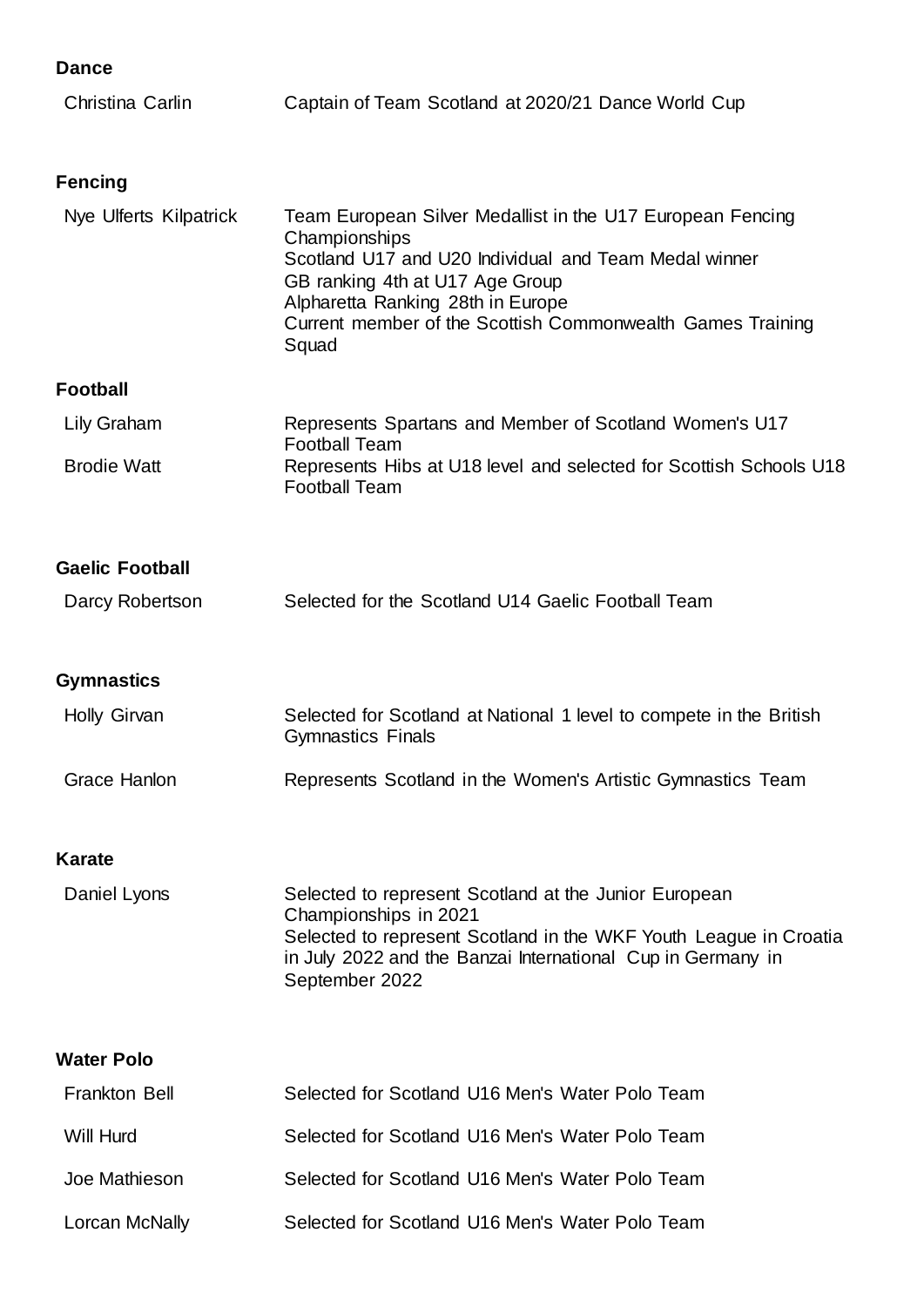**Dance**

| | |
|---|---|
| Christina Carlin | Captain of Team Scotland at 2020/21 Dance World Cup |

**Fencing**

| | |
|---|---|
| Nye Ulferts Kilpatrick | Team European Silver Medallist in the U17 European Fencing Championships<br>Scotland U17 and U20 Individual and Team Medal winner<br>GB ranking 4th at U17 Age Group<br>Alpharetta Ranking 28th in Europe<br>Current member of the Scottish Commonwealth Games Training Squad |

**Football**

| | |
|---|---|
| Lily Graham | Represents Spartans and Member of Scotland Women's U17 Football Team |
| Brodie Watt | Represents Hibs at U18 level and selected for Scottish Schools U18 Football Team |

**Gaelic Football**

| | |
|---|---|
| Darcy Robertson | Selected for the Scotland U14 Gaelic Football Team |

**Gymnastics**

| | |
|---|---|
| Holly Girvan | Selected for Scotland at National 1 level to compete in the British Gymnastics Finals |
| Grace Hanlon | Represents Scotland in the Women's Artistic Gymnastics Team |

**Karate**

| | |
|---|---|
| Daniel Lyons | Selected to represent Scotland at the Junior European Championships in 2021<br>Selected to represent Scotland in the WKF Youth League in Croatia in July 2022 and the Banzai International Cup in Germany in September 2022 |

**Water Polo**

| | |
|---|---|
| Frankton Bell | Selected for Scotland U16 Men's Water Polo Team |
| Will Hurd | Selected for Scotland U16 Men's Water Polo Team |
| Joe Mathieson | Selected for Scotland U16 Men's Water Polo Team |
| Lorcan McNally | Selected for Scotland U16 Men's Water Polo Team |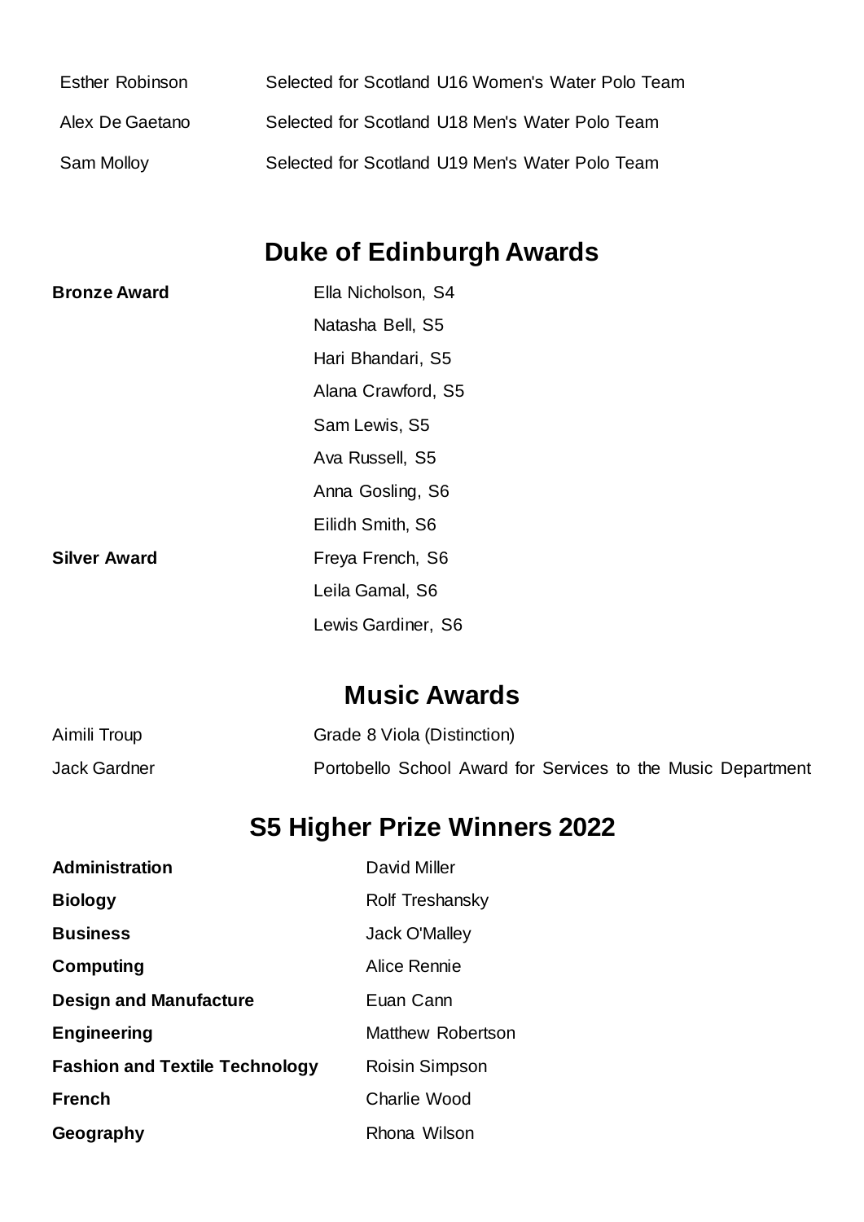| | |
|---|---|
| Esther Robinson | Selected for Scotland U16 Women's Water Polo Team |
| Alex De Gaetano | Selected for Scotland U18 Men's Water Polo Team |
| Sam Molloy | Selected for Scotland U19 Men's Water Polo Team |

## Duke of Edinburgh Awards

| | |
|---|---|
| **Bronze Award** | Ella Nicholson, S4 |
| | Natasha Bell, S5 |
| | Hari Bhandari, S5 |
| | Alana Crawford, S5 |
| | Sam Lewis, S5 |
| | Ava Russell, S5 |
| | Anna Gosling, S6 |
| | Eilidh Smith, S6 |
| **Silver Award** | Freya French, S6 |
| | Leila Gamal, S6 |
| | Lewis Gardiner, S6 |

## Music Awards

| | |
|---|---|
| Aimili Troup | Grade 8 Viola (Distinction) |
| Jack Gardner | Portobello School Award for Services to the Music Department |

## S5 Higher Prize Winners 2022

| | |
|---|---|
| **Administration** | David Miller |
| **Biology** | Rolf Treshansky |
| **Business** | Jack O'Malley |
| **Computing** | Alice Rennie |
| **Design and Manufacture** | Euan Cann |
| **Engineering** | Matthew Robertson |
| **Fashion and Textile Technology** | Roisin Simpson |
| **French** | Charlie Wood |
| **Geography** | Rhona Wilson |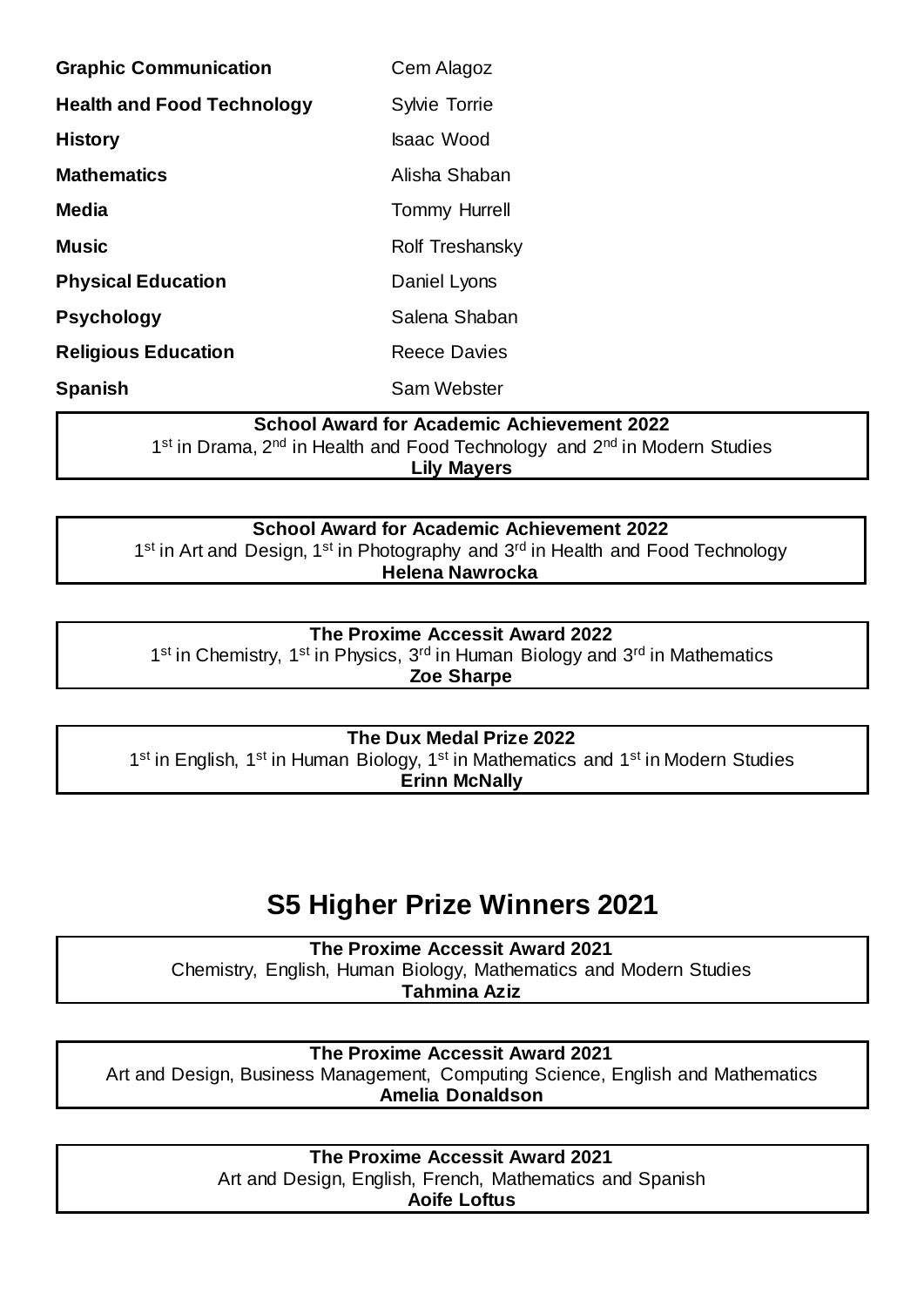| | |
|---|---|
| **Graphic Communication** | Cem Alagoz |
| **Health and Food Technology** | Sylvie Torrie |
| **History** | Isaac Wood |
| **Mathematics** | Alisha Shaban |
| **Media** | Tommy Hurrell |
| **Music** | Rolf Treshansky |
| **Physical Education** | Daniel Lyons |
| **Psychology** | Salena Shaban |
| **Religious Education** | Reece Davies |
| **Spanish** | Sam Webster |

**School Award for Academic Achievement 2022**
1st in Drama, 2nd in Health and Food Technology and 2nd in Modern Studies
**Lily Mayers**

**School Award for Academic Achievement 2022**
1st in Art and Design, 1st in Photography and 3rd in Health and Food Technology
**Helena Nawrocka**

**The Proxime Accessit Award 2022**
1st in Chemistry, 1st in Physics, 3rd in Human Biology and 3rd in Mathematics
**Zoe Sharpe**

**The Dux Medal Prize 2022**
1st in English, 1st in Human Biology, 1st in Mathematics and 1st in Modern Studies
**Erinn McNally**

## S5 Higher Prize Winners 2021

**The Proxime Accessit Award 2021**
Chemistry, English, Human Biology, Mathematics and Modern Studies
**Tahmina Aziz**

**The Proxime Accessit Award 2021**
Art and Design, Business Management, Computing Science, English and Mathematics
**Amelia Donaldson**

**The Proxime Accessit Award 2021**
Art and Design, English, French, Mathematics and Spanish
**Aoife Loftus**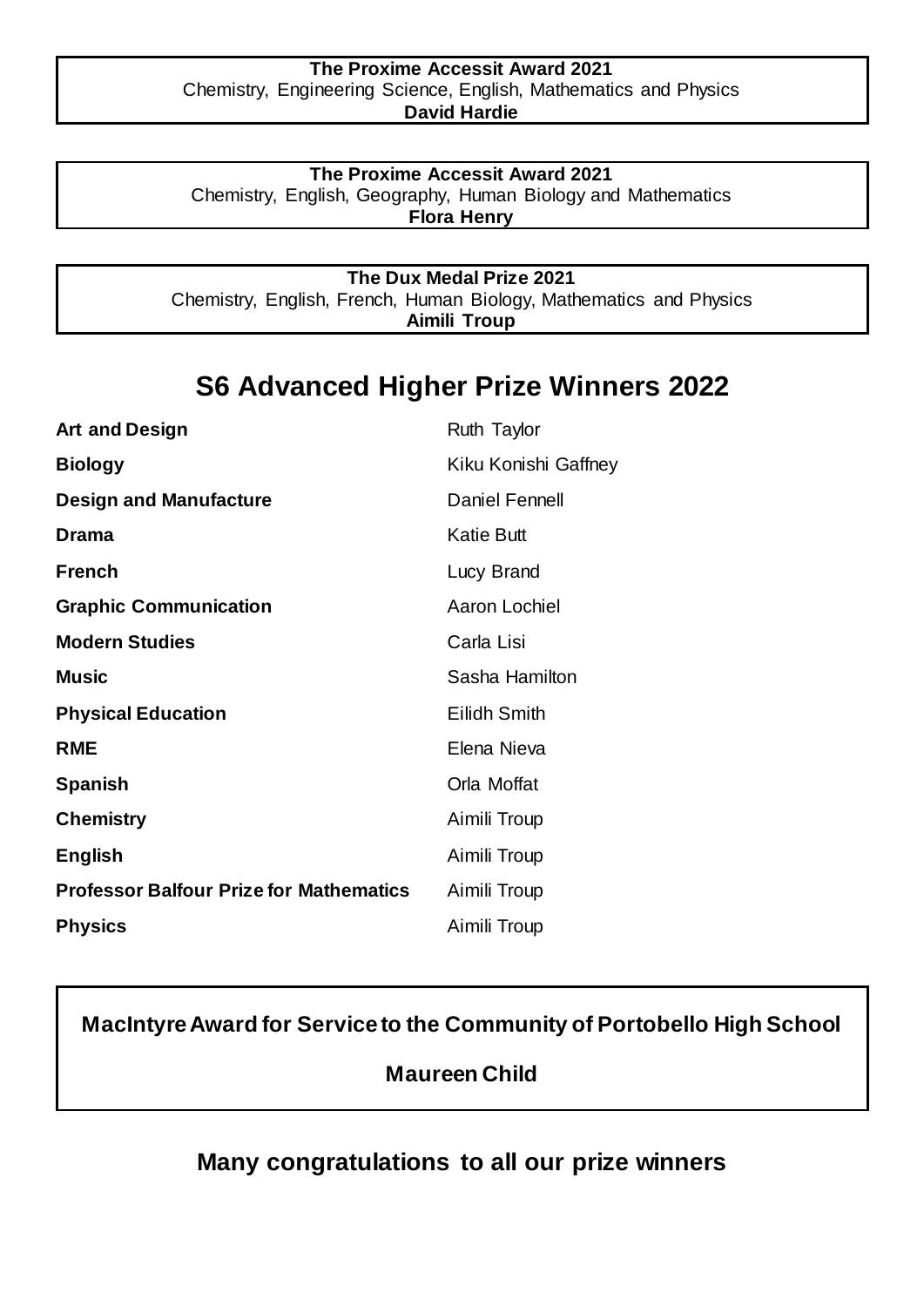**The Proxime Accessit Award 2021**
Chemistry, Engineering Science, English, Mathematics and Physics
**David Hardie**

**The Proxime Accessit Award 2021**
Chemistry, English, Geography, Human Biology and Mathematics
**Flora Henry**

**The Dux Medal Prize 2021**
Chemistry, English, French, Human Biology, Mathematics and Physics
**Aimili Troup**

## S6 Advanced Higher Prize Winners 2022

| | |
|---|---|
| **Art and Design** | Ruth Taylor |
| **Biology** | Kiku Konishi Gaffney |
| **Design and Manufacture** | Daniel Fennell |
| **Drama** | Katie Butt |
| **French** | Lucy Brand |
| **Graphic Communication** | Aaron Lochiel |
| **Modern Studies** | Carla Lisi |
| **Music** | Sasha Hamilton |
| **Physical Education** | Eilidh Smith |
| **RME** | Elena Nieva |
| **Spanish** | Orla Moffat |
| **Chemistry** | Aimili Troup |
| **English** | Aimili Troup |
| **Professor Balfour Prize for Mathematics** | Aimili Troup |
| **Physics** | Aimili Troup |

**MacIntyre Award for Service to the Community of Portobello High School**

**Maureen Child**

### Many congratulations to all our prize winners